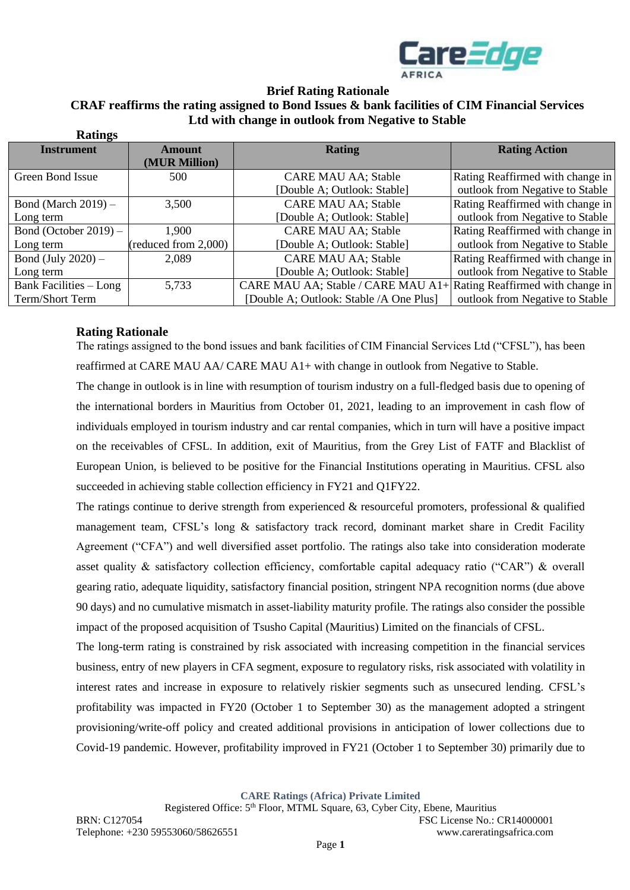**Brief Rating Rationale**

**CRAF reaffirms the rating assigned to Bond Issues & bank facilities of CIM Financial Services Ltd with change in outlook from Negative to Stable**

**Ratings**

| Instrument | Amount (MUR Million) | Rating | Rating Action |
|---|---|---|---|
| Green Bond Issue | 500 | CARE MAU AA; Stable [Double A; Outlook: Stable] | Rating Reaffirmed with change in outlook from Negative to Stable |
| Bond (March 2019) – Long term | 3,500 | CARE MAU AA; Stable [Double A; Outlook: Stable] | Rating Reaffirmed with change in outlook from Negative to Stable |
| Bond (October 2019) – Long term | 1,900 (reduced from 2,000) | CARE MAU AA; Stable [Double A; Outlook: Stable] | Rating Reaffirmed with change in outlook from Negative to Stable |
| Bond (July 2020) – Long term | 2,089 | CARE MAU AA; Stable [Double A; Outlook: Stable] | Rating Reaffirmed with change in outlook from Negative to Stable |
| Bank Facilities – Long Term/Short Term | 5,733 | CARE MAU AA; Stable / CARE MAU A1+ [Double A; Outlook: Stable /A One Plus] | Rating Reaffirmed with change in outlook from Negative to Stable |

## Rating Rationale

The ratings assigned to the bond issues and bank facilities of CIM Financial Services Ltd ("CFSL"), has been reaffirmed at CARE MAU AA/ CARE MAU A1+ with change in outlook from Negative to Stable.

The change in outlook is in line with resumption of tourism industry on a full-fledged basis due to opening of the international borders in Mauritius from October 01, 2021, leading to an improvement in cash flow of individuals employed in tourism industry and car rental companies, which in turn will have a positive impact on the receivables of CFSL. In addition, exit of Mauritius, from the Grey List of FATF and Blacklist of European Union, is believed to be positive for the Financial Institutions operating in Mauritius. CFSL also succeeded in achieving stable collection efficiency in FY21 and Q1FY22.

The ratings continue to derive strength from experienced & resourceful promoters, professional & qualified management team, CFSL's long & satisfactory track record, dominant market share in Credit Facility Agreement ("CFA") and well diversified asset portfolio. The ratings also take into consideration moderate asset quality & satisfactory collection efficiency, comfortable capital adequacy ratio ("CAR") & overall gearing ratio, adequate liquidity, satisfactory financial position, stringent NPA recognition norms (due above 90 days) and no cumulative mismatch in asset-liability maturity profile. The ratings also consider the possible impact of the proposed acquisition of Tsusho Capital (Mauritius) Limited on the financials of CFSL.

The long-term rating is constrained by risk associated with increasing competition in the financial services business, entry of new players in CFA segment, exposure to regulatory risks, risk associated with volatility in interest rates and increase in exposure to relatively riskier segments such as unsecured lending. CFSL's profitability was impacted in FY20 (October 1 to September 30) as the management adopted a stringent provisioning/write-off policy and created additional provisions in anticipation of lower collections due to Covid-19 pandemic. However, profitability improved in FY21 (October 1 to September 30) primarily due to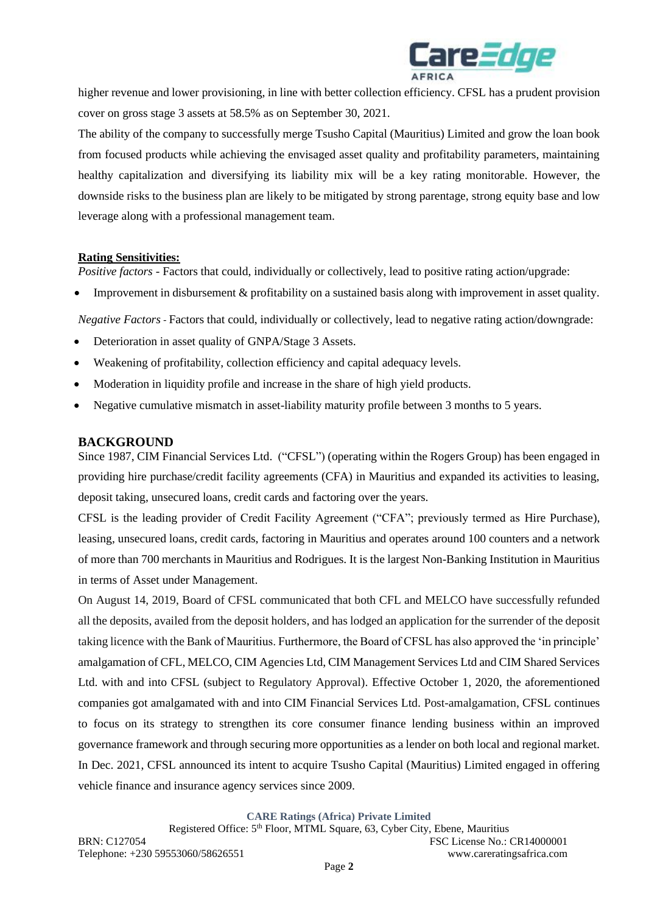higher revenue and lower provisioning, in line with better collection efficiency. CFSL has a prudent provision cover on gross stage 3 assets at 58.5% as on September 30, 2021.

The ability of the company to successfully merge Tsusho Capital (Mauritius) Limited and grow the loan book from focused products while achieving the envisaged asset quality and profitability parameters, maintaining healthy capitalization and diversifying its liability mix will be a key rating monitorable. However, the downside risks to the business plan are likely to be mitigated by strong parentage, strong equity base and low leverage along with a professional management team.

**Rating Sensitivities:**

*Positive factors* - Factors that could, individually or collectively, lead to positive rating action/upgrade:

- Improvement in disbursement & profitability on a sustained basis along with improvement in asset quality.

*Negative Factors* - Factors that could, individually or collectively, lead to negative rating action/downgrade:

- Deterioration in asset quality of GNPA/Stage 3 Assets.
- Weakening of profitability, collection efficiency and capital adequacy levels.
- Moderation in liquidity profile and increase in the share of high yield products.
- Negative cumulative mismatch in asset-liability maturity profile between 3 months to 5 years.

## BACKGROUND

Since 1987, CIM Financial Services Ltd. ("CFSL") (operating within the Rogers Group) has been engaged in providing hire purchase/credit facility agreements (CFA) in Mauritius and expanded its activities to leasing, deposit taking, unsecured loans, credit cards and factoring over the years.

CFSL is the leading provider of Credit Facility Agreement ("CFA"; previously termed as Hire Purchase), leasing, unsecured loans, credit cards, factoring in Mauritius and operates around 100 counters and a network of more than 700 merchants in Mauritius and Rodrigues. It is the largest Non-Banking Institution in Mauritius in terms of Asset under Management.

On August 14, 2019, Board of CFSL communicated that both CFL and MELCO have successfully refunded all the deposits, availed from the deposit holders, and has lodged an application for the surrender of the deposit taking licence with the Bank of Mauritius. Furthermore, the Board of CFSL has also approved the 'in principle' amalgamation of CFL, MELCO, CIM Agencies Ltd, CIM Management Services Ltd and CIM Shared Services Ltd. with and into CFSL (subject to Regulatory Approval). Effective October 1, 2020, the aforementioned companies got amalgamated with and into CIM Financial Services Ltd. Post-amalgamation, CFSL continues to focus on its strategy to strengthen its core consumer finance lending business within an improved governance framework and through securing more opportunities as a lender on both local and regional market. In Dec. 2021, CFSL announced its intent to acquire Tsusho Capital (Mauritius) Limited engaged in offering vehicle finance and insurance agency services since 2009.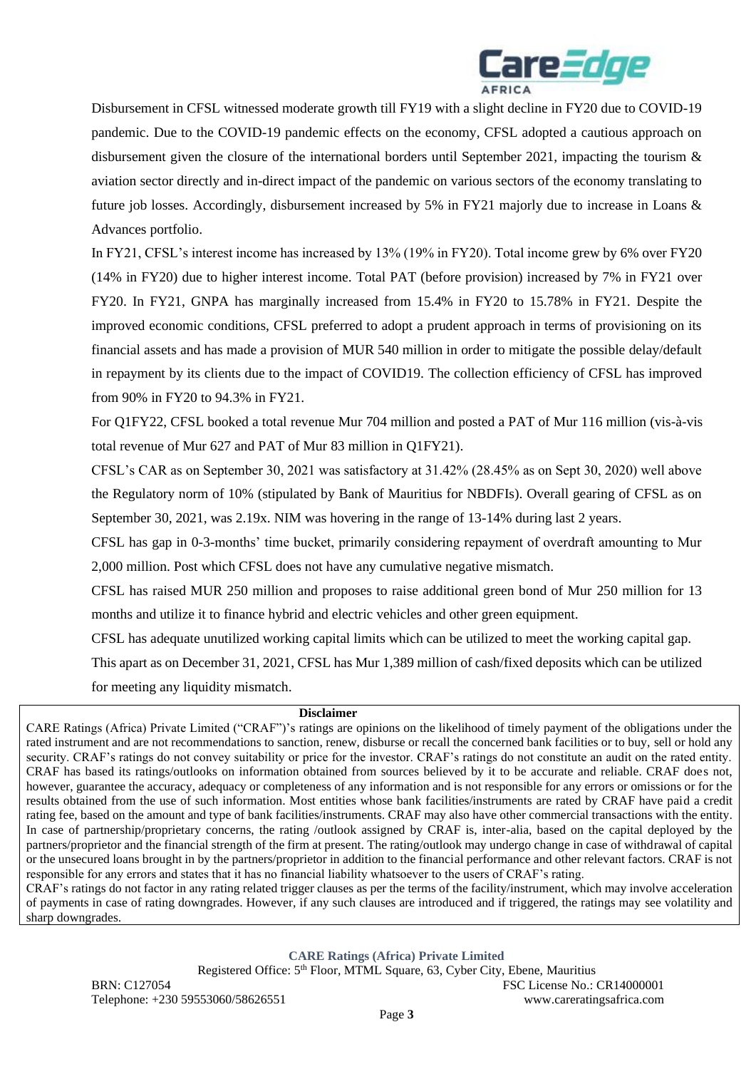Disbursement in CFSL witnessed moderate growth till FY19 with a slight decline in FY20 due to COVID-19 pandemic. Due to the COVID-19 pandemic effects on the economy, CFSL adopted a cautious approach on disbursement given the closure of the international borders until September 2021, impacting the tourism & aviation sector directly and in-direct impact of the pandemic on various sectors of the economy translating to future job losses. Accordingly, disbursement increased by 5% in FY21 majorly due to increase in Loans & Advances portfolio.

In FY21, CFSL's interest income has increased by 13% (19% in FY20). Total income grew by 6% over FY20 (14% in FY20) due to higher interest income. Total PAT (before provision) increased by 7% in FY21 over FY20. In FY21, GNPA has marginally increased from 15.4% in FY20 to 15.78% in FY21. Despite the improved economic conditions, CFSL preferred to adopt a prudent approach in terms of provisioning on its financial assets and has made a provision of MUR 540 million in order to mitigate the possible delay/default in repayment by its clients due to the impact of COVID19. The collection efficiency of CFSL has improved from 90% in FY20 to 94.3% in FY21.

For Q1FY22, CFSL booked a total revenue Mur 704 million and posted a PAT of Mur 116 million (vis-à-vis total revenue of Mur 627 and PAT of Mur 83 million in Q1FY21).

CFSL's CAR as on September 30, 2021 was satisfactory at 31.42% (28.45% as on Sept 30, 2020) well above the Regulatory norm of 10% (stipulated by Bank of Mauritius for NBDFIs). Overall gearing of CFSL as on September 30, 2021, was 2.19x. NIM was hovering in the range of 13-14% during last 2 years.

CFSL has gap in 0-3-months' time bucket, primarily considering repayment of overdraft amounting to Mur 2,000 million. Post which CFSL does not have any cumulative negative mismatch.

CFSL has raised MUR 250 million and proposes to raise additional green bond of Mur 250 million for 13 months and utilize it to finance hybrid and electric vehicles and other green equipment.

CFSL has adequate unutilized working capital limits which can be utilized to meet the working capital gap.

This apart as on December 31, 2021, CFSL has Mur 1,389 million of cash/fixed deposits which can be utilized for meeting any liquidity mismatch.

**Disclaimer**

CARE Ratings (Africa) Private Limited ("CRAF")'s ratings are opinions on the likelihood of timely payment of the obligations under the rated instrument and are not recommendations to sanction, renew, disburse or recall the concerned bank facilities or to buy, sell or hold any security. CRAF's ratings do not convey suitability or price for the investor. CRAF's ratings do not constitute an audit on the rated entity. CRAF has based its ratings/outlooks on information obtained from sources believed by it to be accurate and reliable. CRAF does not, however, guarantee the accuracy, adequacy or completeness of any information and is not responsible for any errors or omissions or for the results obtained from the use of such information. Most entities whose bank facilities/instruments are rated by CRAF have paid a credit rating fee, based on the amount and type of bank facilities/instruments. CRAF may also have other commercial transactions with the entity. In case of partnership/proprietary concerns, the rating /outlook assigned by CRAF is, inter-alia, based on the capital deployed by the partners/proprietor and the financial strength of the firm at present. The rating/outlook may undergo change in case of withdrawal of capital or the unsecured loans brought in by the partners/proprietor in addition to the financial performance and other relevant factors. CRAF is not responsible for any errors and states that it has no financial liability whatsoever to the users of CRAF's rating.

CRAF's ratings do not factor in any rating related trigger clauses as per the terms of the facility/instrument, which may involve acceleration of payments in case of rating downgrades. However, if any such clauses are introduced and if triggered, the ratings may see volatility and sharp downgrades.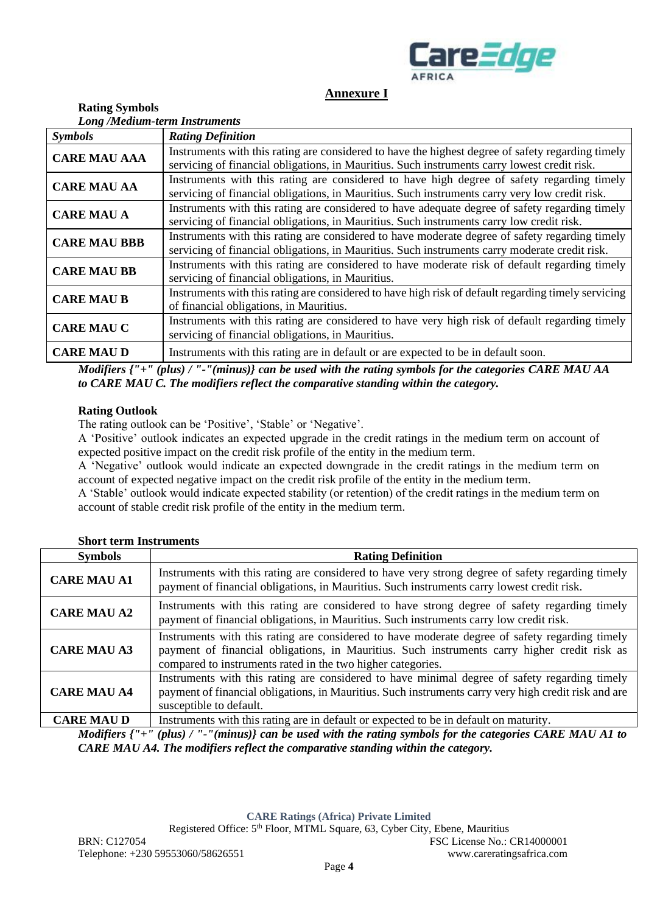## Annexure I

**Rating Symbols**

***Long /Medium-term Instruments***

| *Symbols* | *Rating Definition* |
|---|---|
| **CARE MAU AAA** | Instruments with this rating are considered to have the highest degree of safety regarding timely servicing of financial obligations, in Mauritius. Such instruments carry lowest credit risk. |
| **CARE MAU AA** | Instruments with this rating are considered to have high degree of safety regarding timely servicing of financial obligations, in Mauritius. Such instruments carry very low credit risk. |
| **CARE MAU A** | Instruments with this rating are considered to have adequate degree of safety regarding timely servicing of financial obligations, in Mauritius. Such instruments carry low credit risk. |
| **CARE MAU BBB** | Instruments with this rating are considered to have moderate degree of safety regarding timely servicing of financial obligations, in Mauritius. Such instruments carry moderate credit risk. |
| **CARE MAU BB** | Instruments with this rating are considered to have moderate risk of default regarding timely servicing of financial obligations, in Mauritius. |
| **CARE MAU B** | Instruments with this rating are considered to have high risk of default regarding timely servicing of financial obligations, in Mauritius. |
| **CARE MAU C** | Instruments with this rating are considered to have very high risk of default regarding timely servicing of financial obligations, in Mauritius. |
| **CARE MAU D** | Instruments with this rating are in default or are expected to be in default soon. |

***Modifiers {"+" (plus) / "-"(minus)} can be used with the rating symbols for the categories CARE MAU AA to CARE MAU C. The modifiers reflect the comparative standing within the category.***

**Rating Outlook**

The rating outlook can be 'Positive', 'Stable' or 'Negative'.

A 'Positive' outlook indicates an expected upgrade in the credit ratings in the medium term on account of expected positive impact on the credit risk profile of the entity in the medium term.

A 'Negative' outlook would indicate an expected downgrade in the credit ratings in the medium term on account of expected negative impact on the credit risk profile of the entity in the medium term.

A 'Stable' outlook would indicate expected stability (or retention) of the credit ratings in the medium term on account of stable credit risk profile of the entity in the medium term.

**Short term Instruments**

| **Symbols** | **Rating Definition** |
|---|---|
| **CARE MAU A1** | Instruments with this rating are considered to have very strong degree of safety regarding timely payment of financial obligations, in Mauritius. Such instruments carry lowest credit risk. |
| **CARE MAU A2** | Instruments with this rating are considered to have strong degree of safety regarding timely payment of financial obligations, in Mauritius. Such instruments carry low credit risk. |
| **CARE MAU A3** | Instruments with this rating are considered to have moderate degree of safety regarding timely payment of financial obligations, in Mauritius. Such instruments carry higher credit risk as compared to instruments rated in the two higher categories. |
| **CARE MAU A4** | Instruments with this rating are considered to have minimal degree of safety regarding timely payment of financial obligations, in Mauritius. Such instruments carry very high credit risk and are susceptible to default. |
| **CARE MAU D** | Instruments with this rating are in default or expected to be in default on maturity. |

***Modifiers {"+" (plus) / "-"(minus)} can be used with the rating symbols for the categories CARE MAU A1 to CARE MAU A4. The modifiers reflect the comparative standing within the category.***